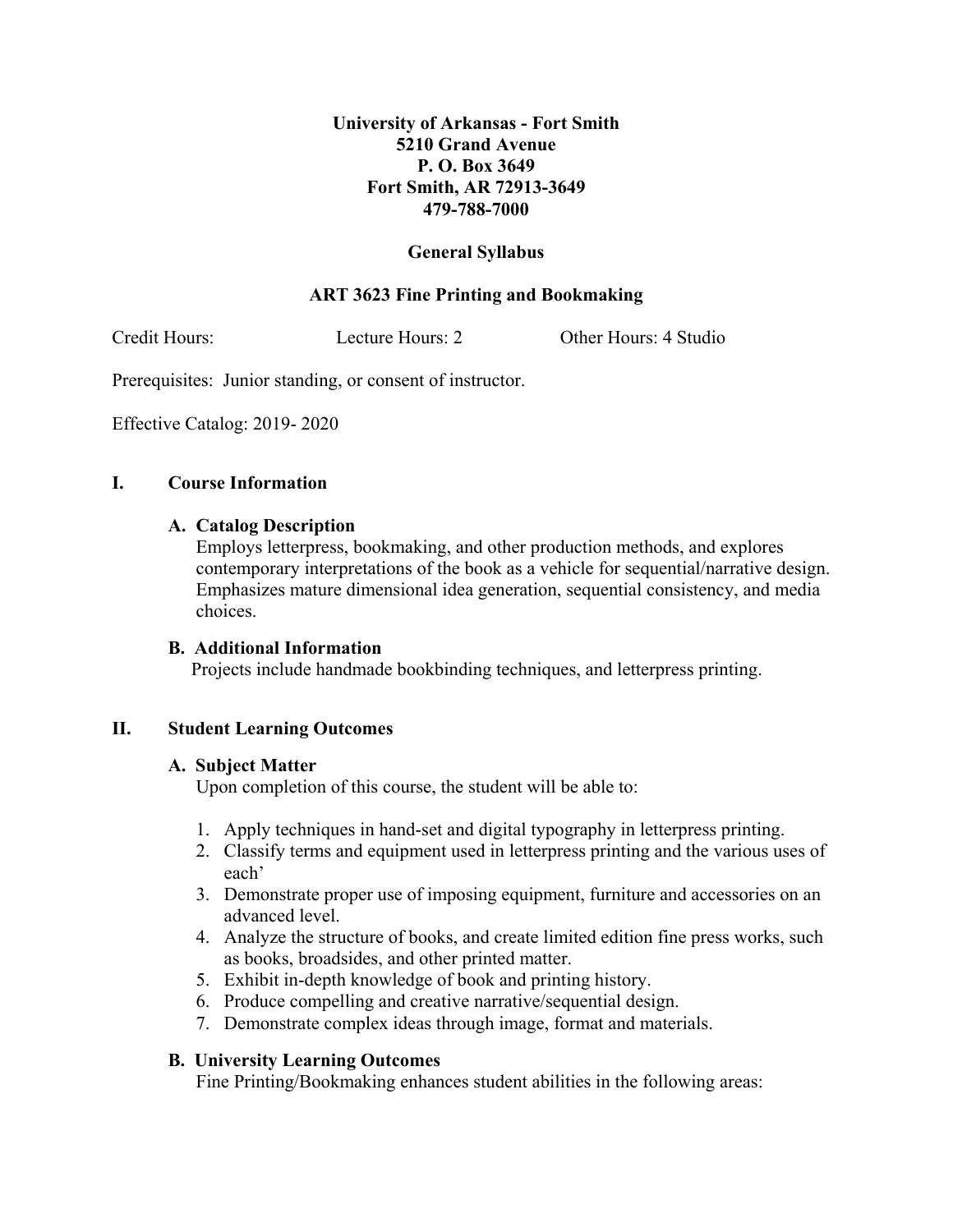**University of Arkansas - Fort Smith**
**5210 Grand Avenue**
**P. O. Box 3649**
**Fort Smith, AR 72913-3649**
**479-788-7000**

**General Syllabus**

**ART 3623 Fine Printing and Bookmaking**

Credit Hours: Lecture Hours: 2 Other Hours: 4 Studio

Prerequisites: Junior standing, or consent of instructor.

Effective Catalog: 2019- 2020

## I. Course Information

### A. Catalog Description

Employs letterpress, bookmaking, and other production methods, and explores contemporary interpretations of the book as a vehicle for sequential/narrative design. Emphasizes mature dimensional idea generation, sequential consistency, and media choices.

### B. Additional Information

Projects include handmade bookbinding techniques, and letterpress printing.

## II. Student Learning Outcomes

### A. Subject Matter

Upon completion of this course, the student will be able to:

1. Apply techniques in hand-set and digital typography in letterpress printing.
2. Classify terms and equipment used in letterpress printing and the various uses of each'
3. Demonstrate proper use of imposing equipment, furniture and accessories on an advanced level.
4. Analyze the structure of books, and create limited edition fine press works, such as books, broadsides, and other printed matter.
5. Exhibit in-depth knowledge of book and printing history.
6. Produce compelling and creative narrative/sequential design.
7. Demonstrate complex ideas through image, format and materials.

### B. University Learning Outcomes

Fine Printing/Bookmaking enhances student abilities in the following areas: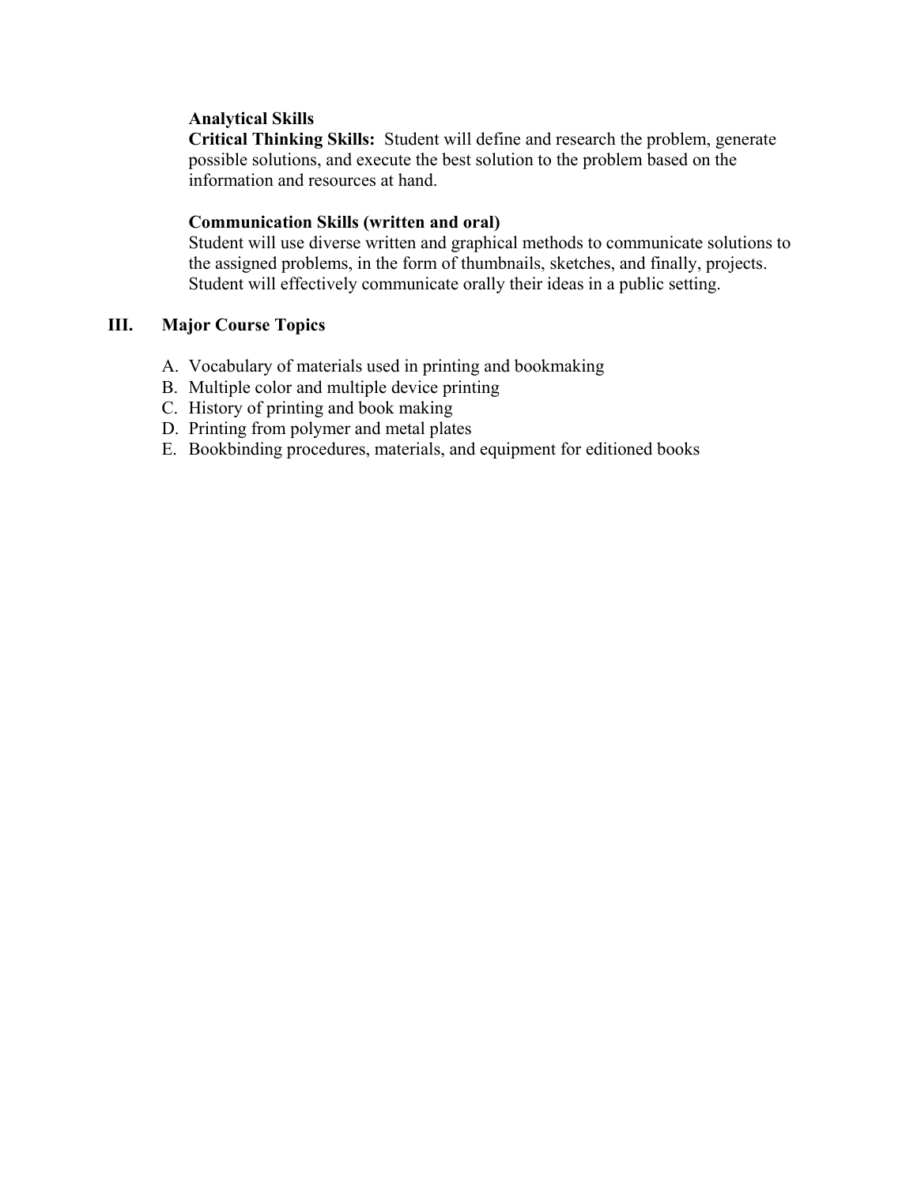**Analytical Skills**

**Critical Thinking Skills:** Student will define and research the problem, generate possible solutions, and execute the best solution to the problem based on the information and resources at hand.

**Communication Skills (written and oral)**

Student will use diverse written and graphical methods to communicate solutions to the assigned problems, in the form of thumbnails, sketches, and finally, projects. Student will effectively communicate orally their ideas in a public setting.

## III. Major Course Topics

A. Vocabulary of materials used in printing and bookmaking
B. Multiple color and multiple device printing
C. History of printing and book making
D. Printing from polymer and metal plates
E. Bookbinding procedures, materials, and equipment for editioned books